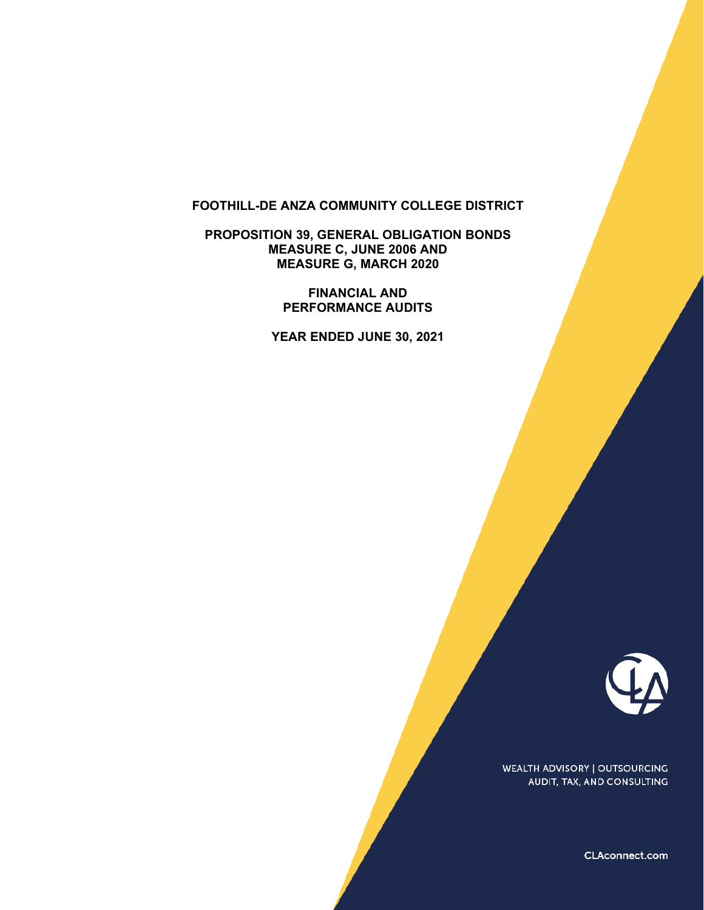# FOOTHILL-DE ANZA COMMUNITY COLLEGE DISTRICT

## PROPOSITION 39, GENERAL OBLIGATION BONDS
## MEASURE C, JUNE 2006 AND
## MEASURE G, MARCH 2020

## FINANCIAL AND
## PERFORMANCE AUDITS

## YEAR ENDED JUNE 30, 2021

WEALTH ADVISORY | OUTSOURCING
AUDIT, TAX, AND CONSULTING

CLAconnect.com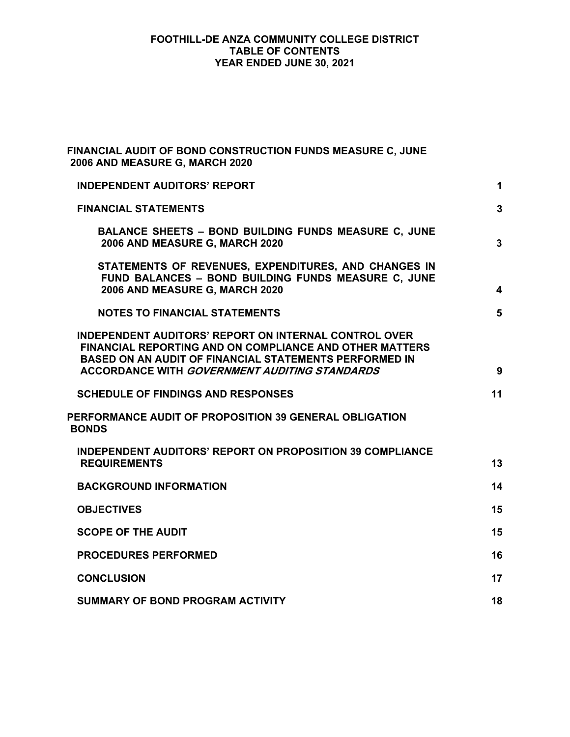# FOOTHILL-DE ANZA COMMUNITY COLLEGE DISTRICT
# TABLE OF CONTENTS
# YEAR ENDED JUNE 30, 2021

| | |
|---|---|
| **FINANCIAL AUDIT OF BOND CONSTRUCTION FUNDS MEASURE C, JUNE 2006 AND MEASURE G, MARCH 2020** | |
| **INDEPENDENT AUDITORS' REPORT** | **1** |
| **FINANCIAL STATEMENTS** | **3** |
| **BALANCE SHEETS – BOND BUILDING FUNDS MEASURE C, JUNE 2006 AND MEASURE G, MARCH 2020** | **3** |
| **STATEMENTS OF REVENUES, EXPENDITURES, AND CHANGES IN FUND BALANCES – BOND BUILDING FUNDS MEASURE C, JUNE 2006 AND MEASURE G, MARCH 2020** | **4** |
| **NOTES TO FINANCIAL STATEMENTS** | **5** |
| **INDEPENDENT AUDITORS' REPORT ON INTERNAL CONTROL OVER FINANCIAL REPORTING AND ON COMPLIANCE AND OTHER MATTERS BASED ON AN AUDIT OF FINANCIAL STATEMENTS PERFORMED IN ACCORDANCE WITH *GOVERNMENT AUDITING STANDARDS*** | **9** |
| **SCHEDULE OF FINDINGS AND RESPONSES** | **11** |
| **PERFORMANCE AUDIT OF PROPOSITION 39 GENERAL OBLIGATION BONDS** | |
| **INDEPENDENT AUDITORS' REPORT ON PROPOSITION 39 COMPLIANCE REQUIREMENTS** | **13** |
| **BACKGROUND INFORMATION** | **14** |
| **OBJECTIVES** | **15** |
| **SCOPE OF THE AUDIT** | **15** |
| **PROCEDURES PERFORMED** | **16** |
| **CONCLUSION** | **17** |
| **SUMMARY OF BOND PROGRAM ACTIVITY** | **18** |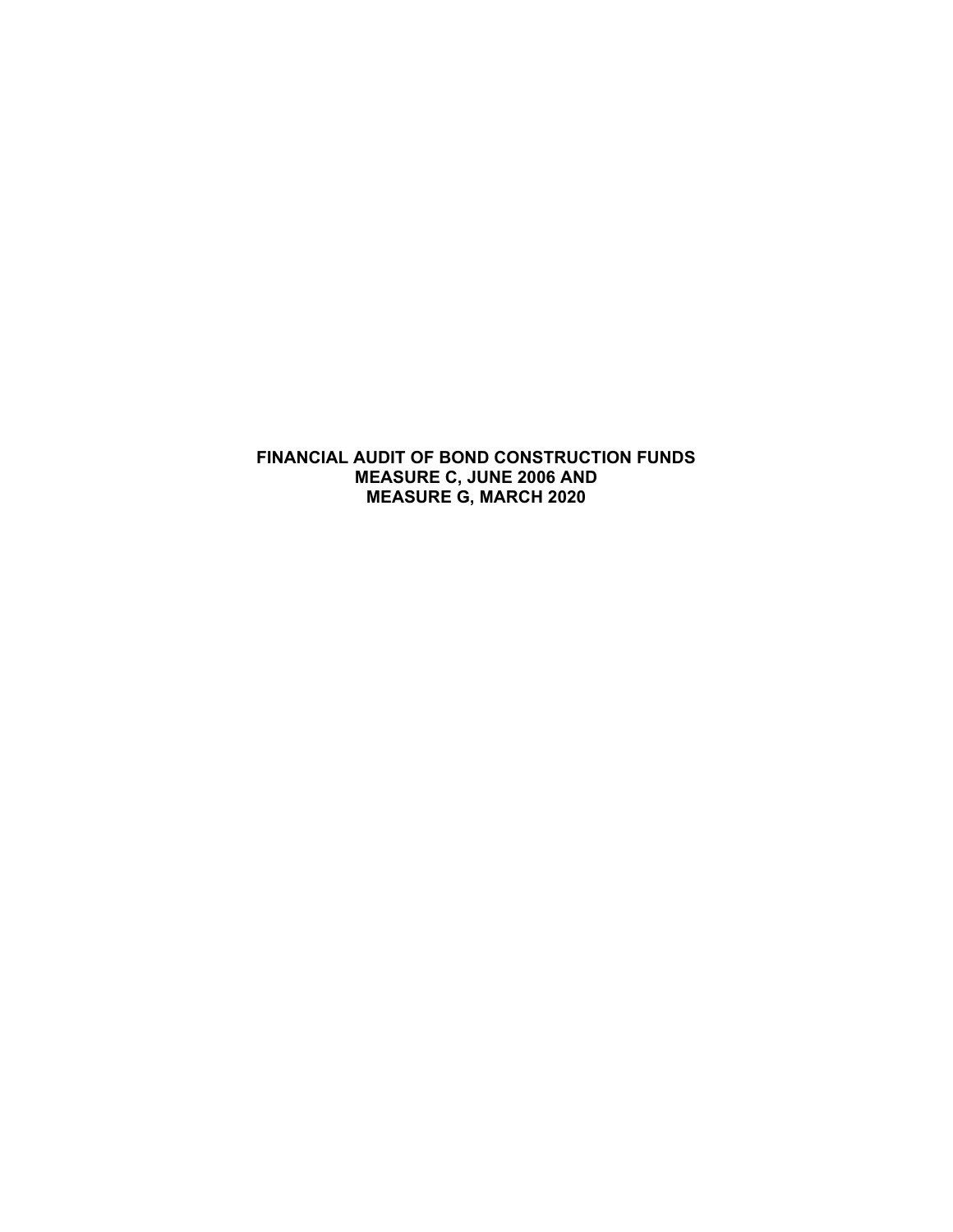# FINANCIAL AUDIT OF BOND CONSTRUCTION FUNDS
# MEASURE C, JUNE 2006 AND
# MEASURE G, MARCH 2020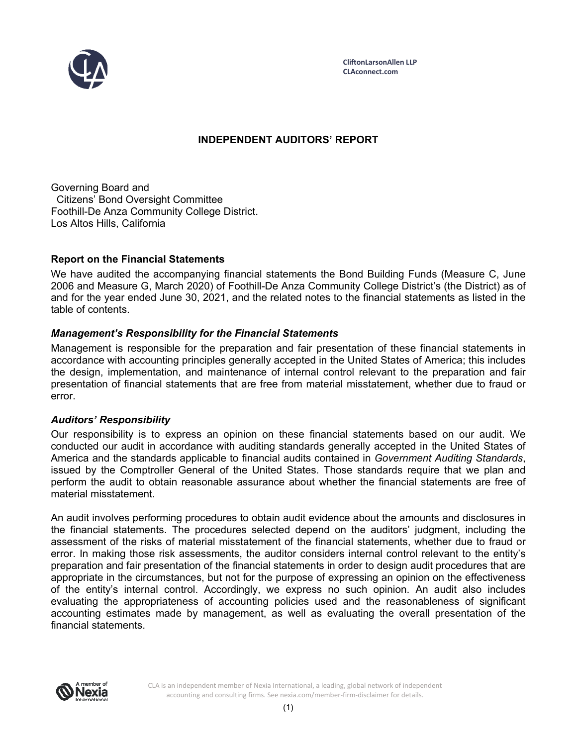CliftonLarsonAllen LLP
CLAconnect.com

# INDEPENDENT AUDITORS' REPORT

Governing Board and
Citizens' Bond Oversight Committee
Foothill-De Anza Community College District.
Los Altos Hills, California

### Report on the Financial Statements

We have audited the accompanying financial statements the Bond Building Funds (Measure C, June 2006 and Measure G, March 2020) of Foothill-De Anza Community College District's (the District) as of and for the year ended June 30, 2021, and the related notes to the financial statements as listed in the table of contents.

### *Management's Responsibility for the Financial Statements*

Management is responsible for the preparation and fair presentation of these financial statements in accordance with accounting principles generally accepted in the United States of America; this includes the design, implementation, and maintenance of internal control relevant to the preparation and fair presentation of financial statements that are free from material misstatement, whether due to fraud or error.

### *Auditors' Responsibility*

Our responsibility is to express an opinion on these financial statements based on our audit. We conducted our audit in accordance with auditing standards generally accepted in the United States of America and the standards applicable to financial audits contained in *Government Auditing Standards*, issued by the Comptroller General of the United States. Those standards require that we plan and perform the audit to obtain reasonable assurance about whether the financial statements are free of material misstatement.

An audit involves performing procedures to obtain audit evidence about the amounts and disclosures in the financial statements. The procedures selected depend on the auditors' judgment, including the assessment of the risks of material misstatement of the financial statements, whether due to fraud or error. In making those risk assessments, the auditor considers internal control relevant to the entity's preparation and fair presentation of the financial statements in order to design audit procedures that are appropriate in the circumstances, but not for the purpose of expressing an opinion on the effectiveness of the entity's internal control. Accordingly, we express no such opinion. An audit also includes evaluating the appropriateness of accounting policies used and the reasonableness of significant accounting estimates made by management, as well as evaluating the overall presentation of the financial statements.

CLA is an independent member of Nexia International, a leading, global network of independent accounting and consulting firms. See nexia.com/member-firm-disclaimer for details.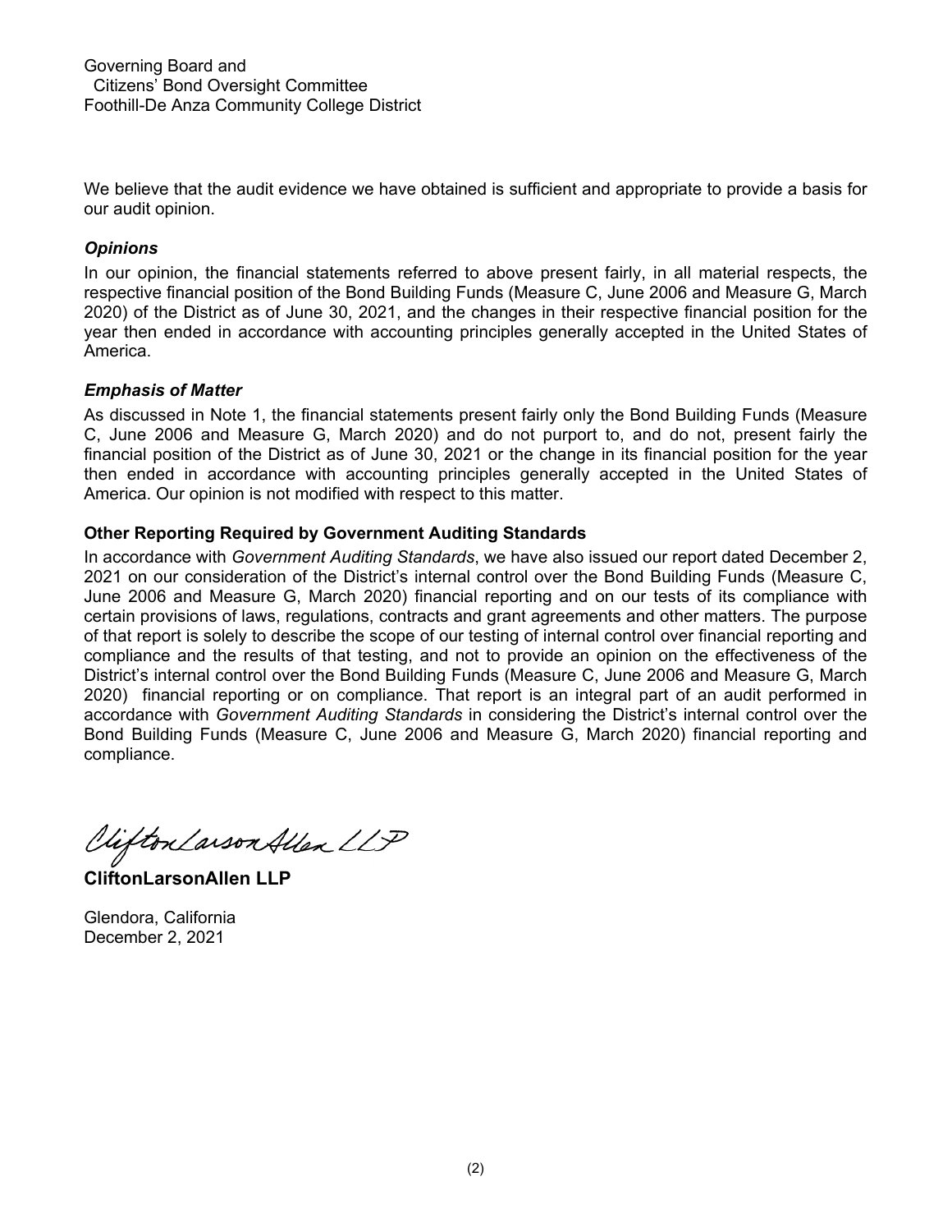Governing Board and
Citizens' Bond Oversight Committee
Foothill-De Anza Community College District

We believe that the audit evidence we have obtained is sufficient and appropriate to provide a basis for our audit opinion.

### *Opinions*

In our opinion, the financial statements referred to above present fairly, in all material respects, the respective financial position of the Bond Building Funds (Measure C, June 2006 and Measure G, March 2020) of the District as of June 30, 2021, and the changes in their respective financial position for the year then ended in accordance with accounting principles generally accepted in the United States of America.

### *Emphasis of Matter*

As discussed in Note 1, the financial statements present fairly only the Bond Building Funds (Measure C, June 2006 and Measure G, March 2020) and do not purport to, and do not, present fairly the financial position of the District as of June 30, 2021 or the change in its financial position for the year then ended in accordance with accounting principles generally accepted in the United States of America. Our opinion is not modified with respect to this matter.

### Other Reporting Required by Government Auditing Standards

In accordance with *Government Auditing Standards*, we have also issued our report dated December 2, 2021 on our consideration of the District's internal control over the Bond Building Funds (Measure C, June 2006 and Measure G, March 2020) financial reporting and on our tests of its compliance with certain provisions of laws, regulations, contracts and grant agreements and other matters. The purpose of that report is solely to describe the scope of our testing of internal control over financial reporting and compliance and the results of that testing, and not to provide an opinion on the effectiveness of the District's internal control over the Bond Building Funds (Measure C, June 2006 and Measure G, March 2020) financial reporting or on compliance. That report is an integral part of an audit performed in accordance with *Government Auditing Standards* in considering the District's internal control over the Bond Building Funds (Measure C, June 2006 and Measure G, March 2020) financial reporting and compliance.

*CliftonLarsonAllen LLP*

**CliftonLarsonAllen LLP**

Glendora, California
December 2, 2021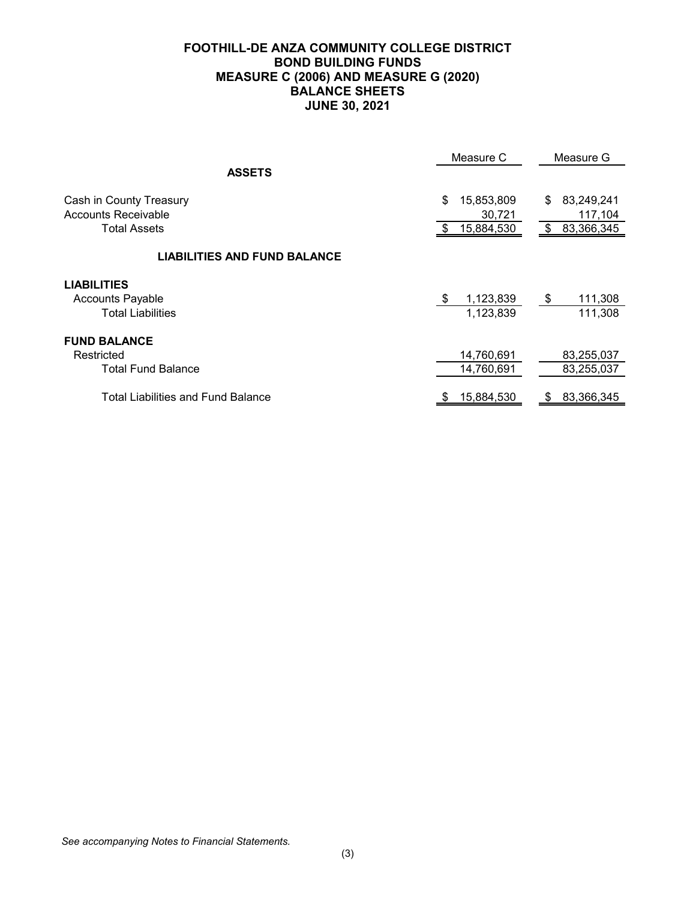# FOOTHILL-DE ANZA COMMUNITY COLLEGE DISTRICT
## BOND BUILDING FUNDS
## MEASURE C (2006) AND MEASURE G (2020)
## BALANCE SHEETS
## JUNE 30, 2021

| | Measure C | Measure G |
|---|---|---|
| **ASSETS** | | |
| Cash in County Treasury | $ 15,853,809 | $ 83,249,241 |
| Accounts Receivable | 30,721 | 117,104 |
| Total Assets | $ 15,884,530 | $ 83,366,345 |
| **LIABILITIES AND FUND BALANCE** | | |
| **LIABILITIES** | | |
| Accounts Payable | $ 1,123,839 | $ 111,308 |
| Total Liabilities | 1,123,839 | 111,308 |
| **FUND BALANCE** | | |
| Restricted | 14,760,691 | 83,255,037 |
| Total Fund Balance | 14,760,691 | 83,255,037 |
| Total Liabilities and Fund Balance | $ 15,884,530 | $ 83,366,345 |

*See accompanying Notes to Financial Statements.*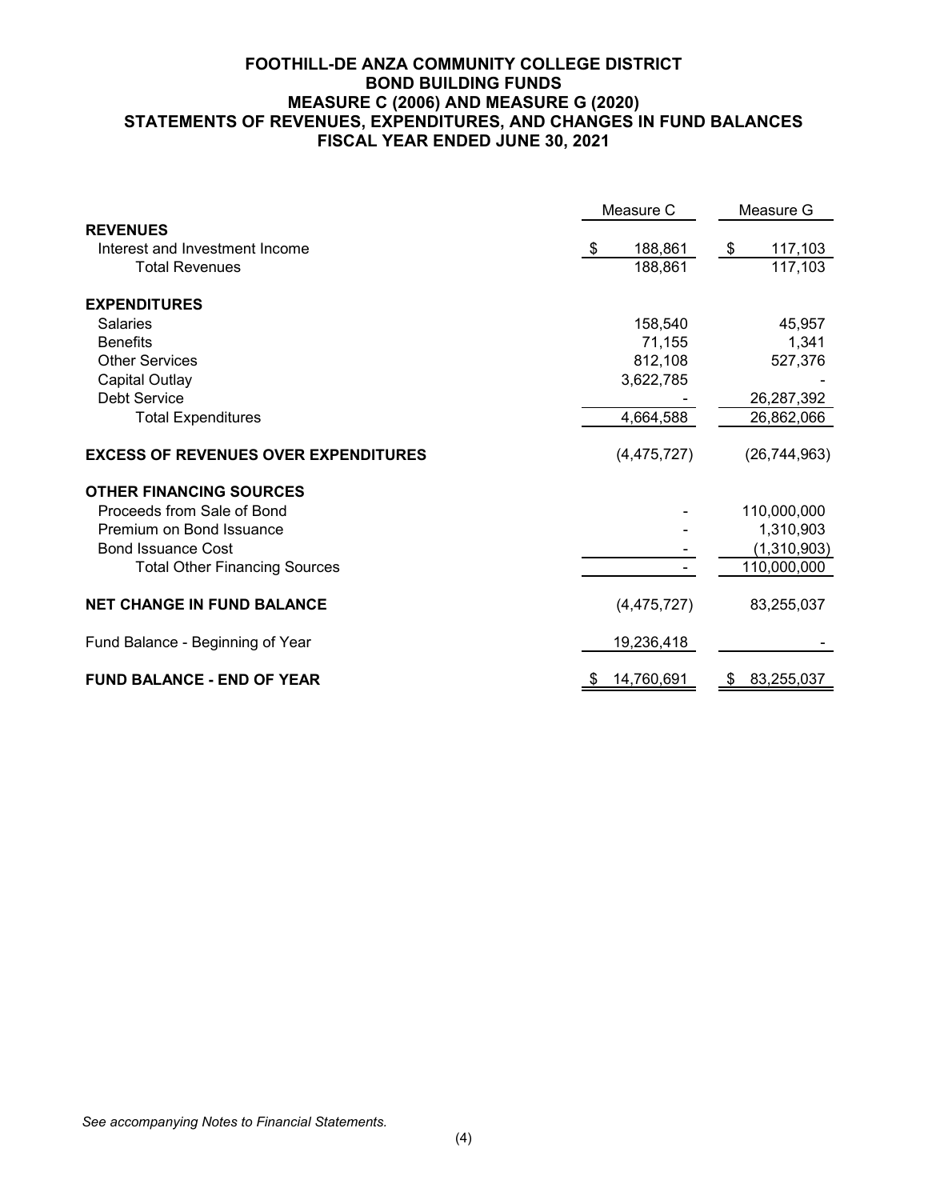# FOOTHILL-DE ANZA COMMUNITY COLLEGE DISTRICT
## BOND BUILDING FUNDS
## MEASURE C (2006) AND MEASURE G (2020)
## STATEMENTS OF REVENUES, EXPENDITURES, AND CHANGES IN FUND BALANCES
## FISCAL YEAR ENDED JUNE 30, 2021

| | Measure C | Measure G |
|---|---|---|
| **REVENUES** | | |
| Interest and Investment Income | $ 188,861 | $ 117,103 |
| Total Revenues | 188,861 | 117,103 |
| **EXPENDITURES** | | |
| Salaries | 158,540 | 45,957 |
| Benefits | 71,155 | 1,341 |
| Other Services | 812,108 | 527,376 |
| Capital Outlay | 3,622,785 | - |
| Debt Service | - | 26,287,392 |
| Total Expenditures | 4,664,588 | 26,862,066 |
| **EXCESS OF REVENUES OVER EXPENDITURES** | (4,475,727) | (26,744,963) |
| **OTHER FINANCING SOURCES** | | |
| Proceeds from Sale of Bond | - | 110,000,000 |
| Premium on Bond Issuance | - | 1,310,903 |
| Bond Issuance Cost | - | (1,310,903) |
| Total Other Financing Sources | - | 110,000,000 |
| **NET CHANGE IN FUND BALANCE** | (4,475,727) | 83,255,037 |
| Fund Balance - Beginning of Year | 19,236,418 | - |
| **FUND BALANCE - END OF YEAR** | $ 14,760,691 | $ 83,255,037 |

*See accompanying Notes to Financial Statements.*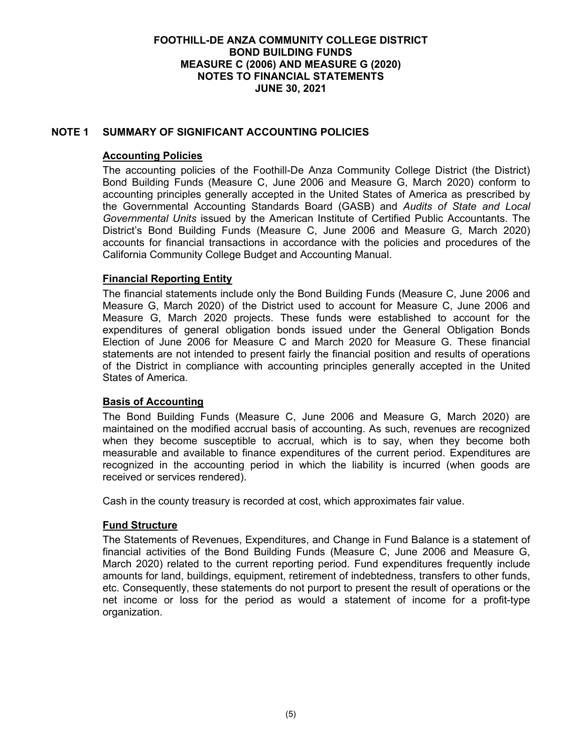# FOOTHILL-DE ANZA COMMUNITY COLLEGE DISTRICT
# BOND BUILDING FUNDS
# MEASURE C (2006) AND MEASURE G (2020)
# NOTES TO FINANCIAL STATEMENTS
# JUNE 30, 2021

## NOTE 1 SUMMARY OF SIGNIFICANT ACCOUNTING POLICIES

### Accounting Policies

The accounting policies of the Foothill-De Anza Community College District (the District) Bond Building Funds (Measure C, June 2006 and Measure G, March 2020) conform to accounting principles generally accepted in the United States of America as prescribed by the Governmental Accounting Standards Board (GASB) and *Audits of State and Local Governmental Units* issued by the American Institute of Certified Public Accountants. The District's Bond Building Funds (Measure C, June 2006 and Measure G, March 2020) accounts for financial transactions in accordance with the policies and procedures of the California Community College Budget and Accounting Manual.

### Financial Reporting Entity

The financial statements include only the Bond Building Funds (Measure C, June 2006 and Measure G, March 2020) of the District used to account for Measure C, June 2006 and Measure G, March 2020 projects. These funds were established to account for the expenditures of general obligation bonds issued under the General Obligation Bonds Election of June 2006 for Measure C and March 2020 for Measure G. These financial statements are not intended to present fairly the financial position and results of operations of the District in compliance with accounting principles generally accepted in the United States of America.

### Basis of Accounting

The Bond Building Funds (Measure C, June 2006 and Measure G, March 2020) are maintained on the modified accrual basis of accounting. As such, revenues are recognized when they become susceptible to accrual, which is to say, when they become both measurable and available to finance expenditures of the current period. Expenditures are recognized in the accounting period in which the liability is incurred (when goods are received or services rendered).

Cash in the county treasury is recorded at cost, which approximates fair value.

### Fund Structure

The Statements of Revenues, Expenditures, and Change in Fund Balance is a statement of financial activities of the Bond Building Funds (Measure C, June 2006 and Measure G, March 2020) related to the current reporting period. Fund expenditures frequently include amounts for land, buildings, equipment, retirement of indebtedness, transfers to other funds, etc. Consequently, these statements do not purport to present the result of operations or the net income or loss for the period as would a statement of income for a profit-type organization.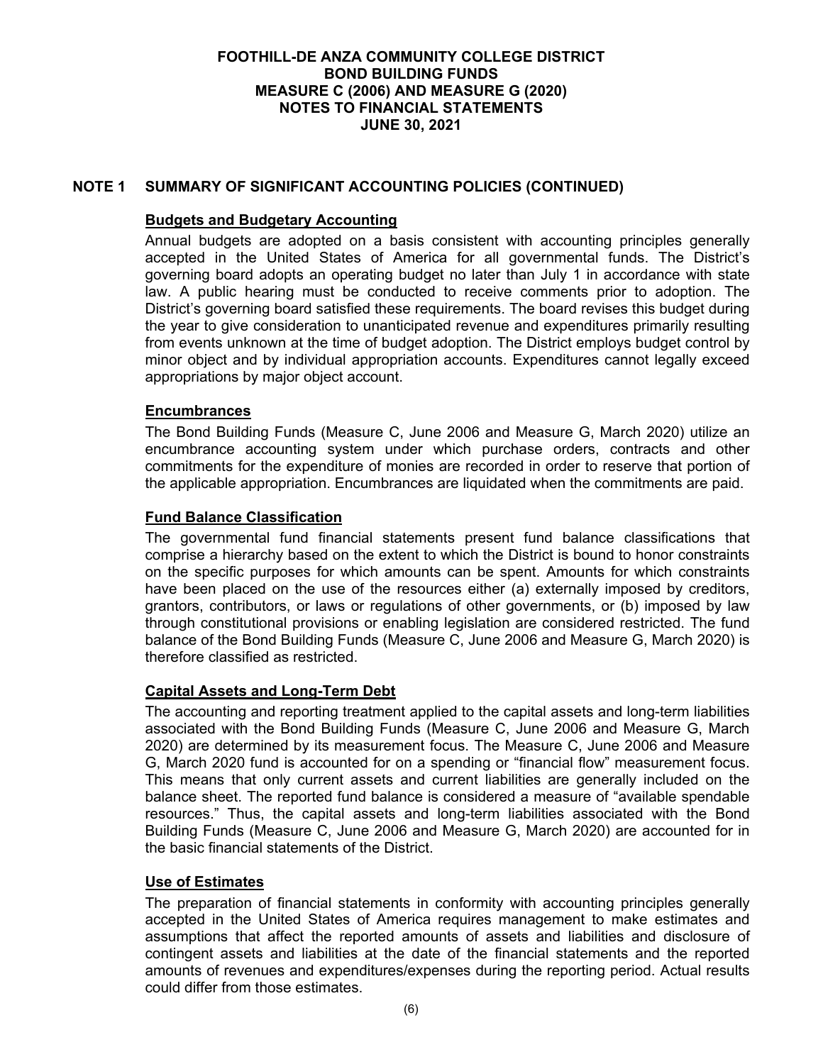# FOOTHILL-DE ANZA COMMUNITY COLLEGE DISTRICT
## BOND BUILDING FUNDS
## MEASURE C (2006) AND MEASURE G (2020)
## NOTES TO FINANCIAL STATEMENTS
## JUNE 30, 2021

## NOTE 1 SUMMARY OF SIGNIFICANT ACCOUNTING POLICIES (CONTINUED)

### Budgets and Budgetary Accounting

Annual budgets are adopted on a basis consistent with accounting principles generally accepted in the United States of America for all governmental funds. The District's governing board adopts an operating budget no later than July 1 in accordance with state law. A public hearing must be conducted to receive comments prior to adoption. The District's governing board satisfied these requirements. The board revises this budget during the year to give consideration to unanticipated revenue and expenditures primarily resulting from events unknown at the time of budget adoption. The District employs budget control by minor object and by individual appropriation accounts. Expenditures cannot legally exceed appropriations by major object account.

### Encumbrances

The Bond Building Funds (Measure C, June 2006 and Measure G, March 2020) utilize an encumbrance accounting system under which purchase orders, contracts and other commitments for the expenditure of monies are recorded in order to reserve that portion of the applicable appropriation. Encumbrances are liquidated when the commitments are paid.

### Fund Balance Classification

The governmental fund financial statements present fund balance classifications that comprise a hierarchy based on the extent to which the District is bound to honor constraints on the specific purposes for which amounts can be spent. Amounts for which constraints have been placed on the use of the resources either (a) externally imposed by creditors, grantors, contributors, or laws or regulations of other governments, or (b) imposed by law through constitutional provisions or enabling legislation are considered restricted. The fund balance of the Bond Building Funds (Measure C, June 2006 and Measure G, March 2020) is therefore classified as restricted.

### Capital Assets and Long-Term Debt

The accounting and reporting treatment applied to the capital assets and long-term liabilities associated with the Bond Building Funds (Measure C, June 2006 and Measure G, March 2020) are determined by its measurement focus. The Measure C, June 2006 and Measure G, March 2020 fund is accounted for on a spending or "financial flow" measurement focus. This means that only current assets and current liabilities are generally included on the balance sheet. The reported fund balance is considered a measure of "available spendable resources." Thus, the capital assets and long-term liabilities associated with the Bond Building Funds (Measure C, June 2006 and Measure G, March 2020) are accounted for in the basic financial statements of the District.

### Use of Estimates

The preparation of financial statements in conformity with accounting principles generally accepted in the United States of America requires management to make estimates and assumptions that affect the reported amounts of assets and liabilities and disclosure of contingent assets and liabilities at the date of the financial statements and the reported amounts of revenues and expenditures/expenses during the reporting period. Actual results could differ from those estimates.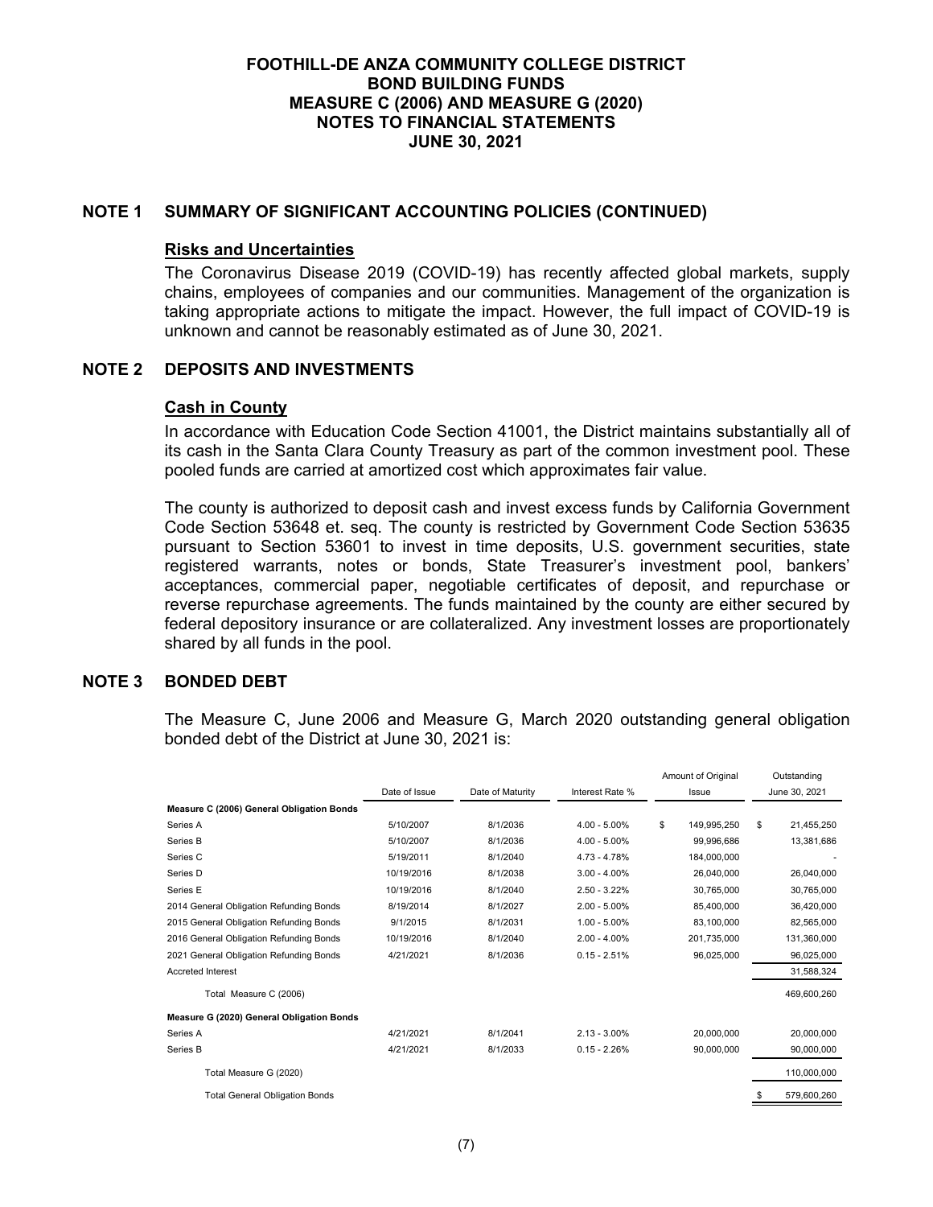# FOOTHILL-DE ANZA COMMUNITY COLLEGE DISTRICT
## BOND BUILDING FUNDS
## MEASURE C (2006) AND MEASURE G (2020)
## NOTES TO FINANCIAL STATEMENTS
## JUNE 30, 2021

## NOTE 1 SUMMARY OF SIGNIFICANT ACCOUNTING POLICIES (CONTINUED)

### Risks and Uncertainties

The Coronavirus Disease 2019 (COVID-19) has recently affected global markets, supply chains, employees of companies and our communities. Management of the organization is taking appropriate actions to mitigate the impact. However, the full impact of COVID-19 is unknown and cannot be reasonably estimated as of June 30, 2021.

## NOTE 2 DEPOSITS AND INVESTMENTS

### Cash in County

In accordance with Education Code Section 41001, the District maintains substantially all of its cash in the Santa Clara County Treasury as part of the common investment pool. These pooled funds are carried at amortized cost which approximates fair value.

The county is authorized to deposit cash and invest excess funds by California Government Code Section 53648 et. seq. The county is restricted by Government Code Section 53635 pursuant to Section 53601 to invest in time deposits, U.S. government securities, state registered warrants, notes or bonds, State Treasurer's investment pool, bankers' acceptances, commercial paper, negotiable certificates of deposit, and repurchase or reverse repurchase agreements. The funds maintained by the county are either secured by federal depository insurance or are collateralized. Any investment losses are proportionately shared by all funds in the pool.

## NOTE 3 BONDED DEBT

The Measure C, June 2006 and Measure G, March 2020 outstanding general obligation bonded debt of the District at June 30, 2021 is:

| | Date of Issue | Date of Maturity | Interest Rate % | Amount of Original Issue | Outstanding June 30, 2021 |
|---|---|---|---|---|---|
| **Measure C (2006) General Obligation Bonds** | | | | | |
| Series A | 5/10/2007 | 8/1/2036 | 4.00 - 5.00% | $ 149,995,250 | $ 21,455,250 |
| Series B | 5/10/2007 | 8/1/2036 | 4.00 - 5.00% | 99,996,686 | 13,381,686 |
| Series C | 5/19/2011 | 8/1/2040 | 4.73 - 4.78% | 184,000,000 | - |
| Series D | 10/19/2016 | 8/1/2038 | 3.00 - 4.00% | 26,040,000 | 26,040,000 |
| Series E | 10/19/2016 | 8/1/2040 | 2.50 - 3.22% | 30,765,000 | 30,765,000 |
| 2014 General Obligation Refunding Bonds | 8/19/2014 | 8/1/2027 | 2.00 - 5.00% | 85,400,000 | 36,420,000 |
| 2015 General Obligation Refunding Bonds | 9/1/2015 | 8/1/2031 | 1.00 - 5.00% | 83,100,000 | 82,565,000 |
| 2016 General Obligation Refunding Bonds | 10/19/2016 | 8/1/2040 | 2.00 - 4.00% | 201,735,000 | 131,360,000 |
| 2021 General Obligation Refunding Bonds | 4/21/2021 | 8/1/2036 | 0.15 - 2.51% | 96,025,000 | 96,025,000 |
| Accreted Interest | | | | | 31,588,324 |
| Total Measure C (2006) | | | | | 469,600,260 |
| **Measure G (2020) General Obligation Bonds** | | | | | |
| Series A | 4/21/2021 | 8/1/2041 | 2.13 - 3.00% | 20,000,000 | 20,000,000 |
| Series B | 4/21/2021 | 8/1/2033 | 0.15 - 2.26% | 90,000,000 | 90,000,000 |
| Total Measure G (2020) | | | | | 110,000,000 |
| Total General Obligation Bonds | | | | | $ 579,600,260 |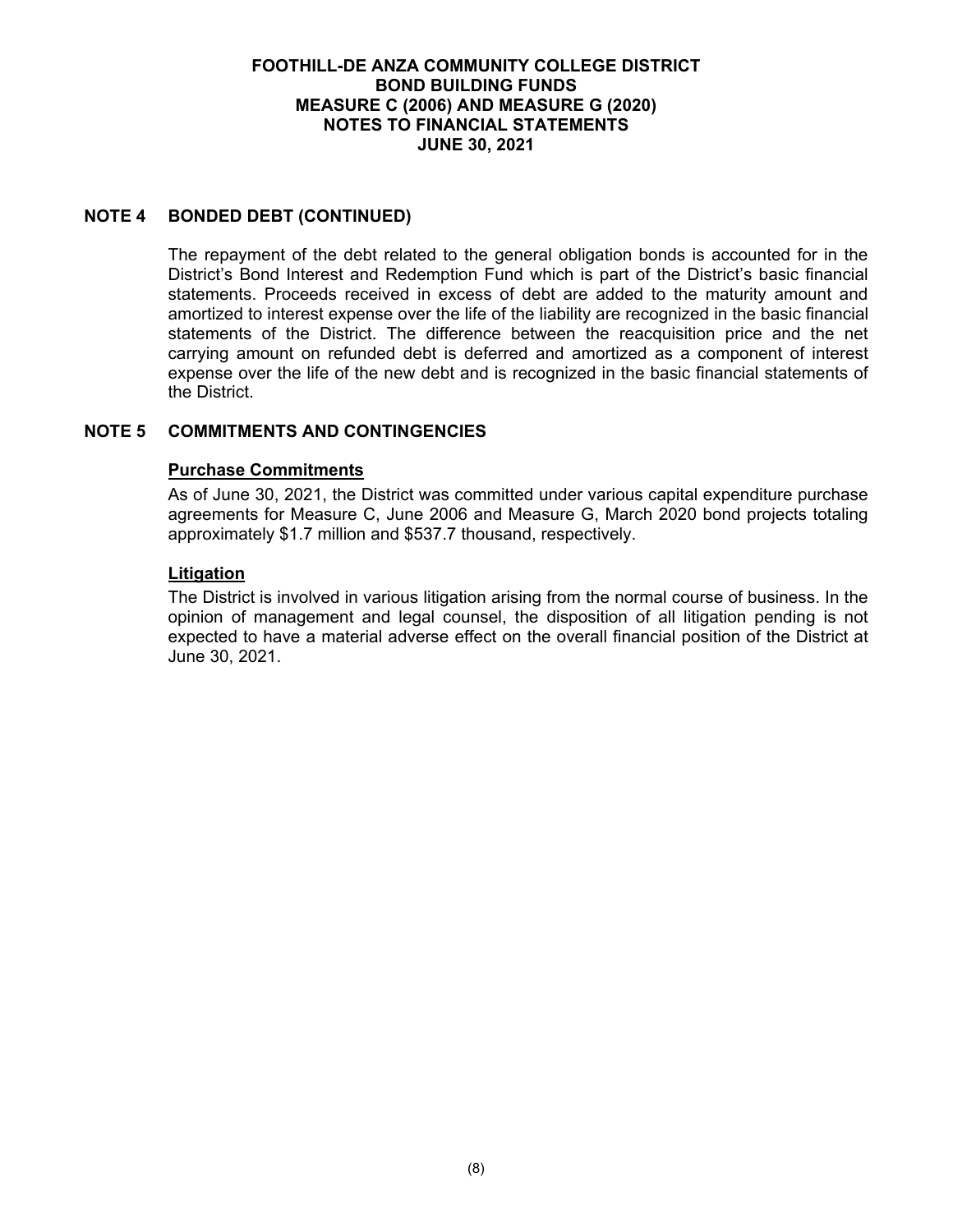## NOTE 4 BONDED DEBT (CONTINUED)

The repayment of the debt related to the general obligation bonds is accounted for in the District's Bond Interest and Redemption Fund which is part of the District's basic financial statements. Proceeds received in excess of debt are added to the maturity amount and amortized to interest expense over the life of the liability are recognized in the basic financial statements of the District. The difference between the reacquisition price and the net carrying amount on refunded debt is deferred and amortized as a component of interest expense over the life of the new debt and is recognized in the basic financial statements of the District.

## NOTE 5 COMMITMENTS AND CONTINGENCIES

### Purchase Commitments

As of June 30, 2021, the District was committed under various capital expenditure purchase agreements for Measure C, June 2006 and Measure G, March 2020 bond projects totaling approximately $1.7 million and $537.7 thousand, respectively.

### Litigation

The District is involved in various litigation arising from the normal course of business. In the opinion of management and legal counsel, the disposition of all litigation pending is not expected to have a material adverse effect on the overall financial position of the District at June 30, 2021.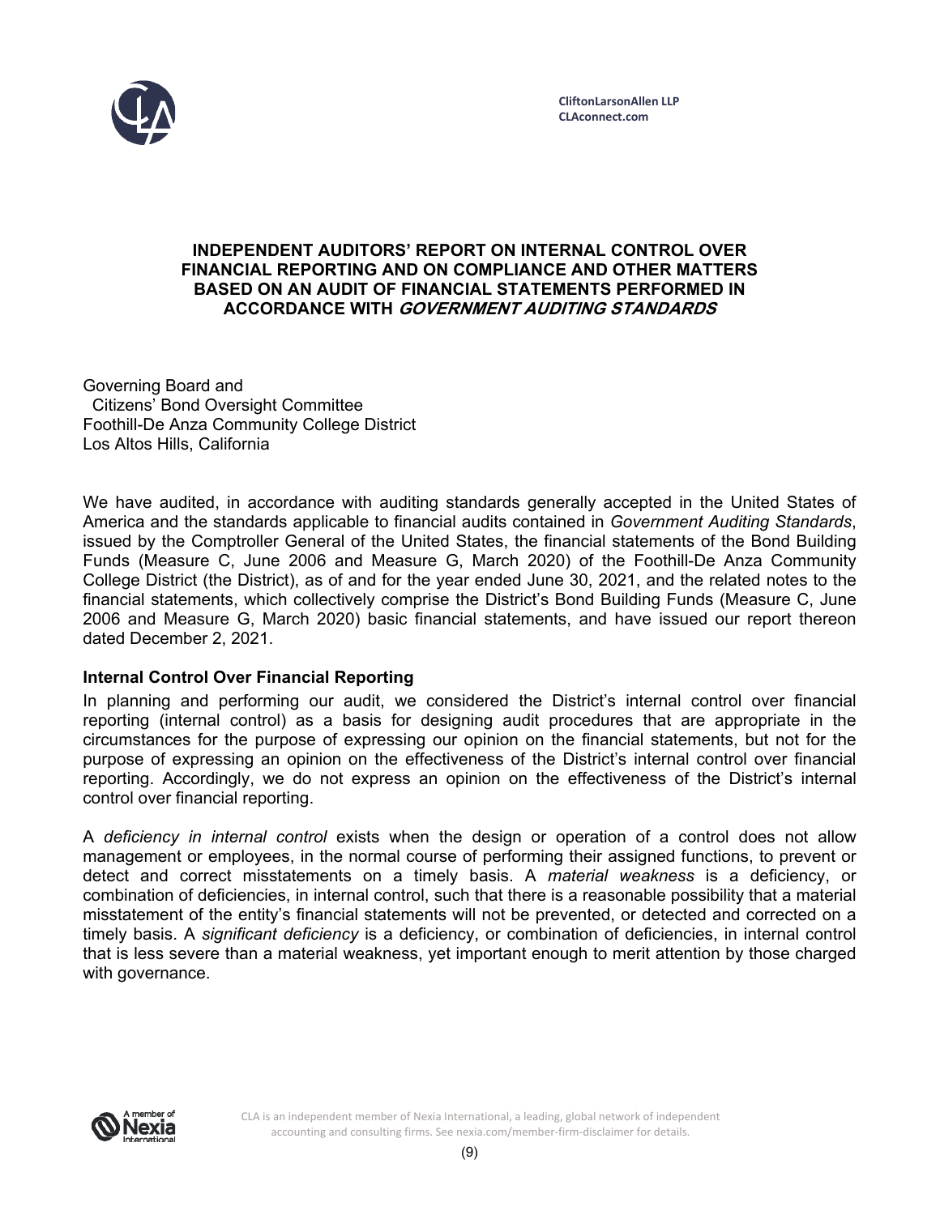CliftonLarsonAllen LLP
CLAconnect.com

# INDEPENDENT AUDITORS' REPORT ON INTERNAL CONTROL OVER FINANCIAL REPORTING AND ON COMPLIANCE AND OTHER MATTERS BASED ON AN AUDIT OF FINANCIAL STATEMENTS PERFORMED IN ACCORDANCE WITH *GOVERNMENT AUDITING STANDARDS*

Governing Board and
Citizens' Bond Oversight Committee
Foothill-De Anza Community College District
Los Altos Hills, California

We have audited, in accordance with auditing standards generally accepted in the United States of America and the standards applicable to financial audits contained in *Government Auditing Standards*, issued by the Comptroller General of the United States, the financial statements of the Bond Building Funds (Measure C, June 2006 and Measure G, March 2020) of the Foothill-De Anza Community College District (the District), as of and for the year ended June 30, 2021, and the related notes to the financial statements, which collectively comprise the District's Bond Building Funds (Measure C, June 2006 and Measure G, March 2020) basic financial statements, and have issued our report thereon dated December 2, 2021.

**Internal Control Over Financial Reporting**

In planning and performing our audit, we considered the District's internal control over financial reporting (internal control) as a basis for designing audit procedures that are appropriate in the circumstances for the purpose of expressing our opinion on the financial statements, but not for the purpose of expressing an opinion on the effectiveness of the District's internal control over financial reporting. Accordingly, we do not express an opinion on the effectiveness of the District's internal control over financial reporting.

A *deficiency in internal control* exists when the design or operation of a control does not allow management or employees, in the normal course of performing their assigned functions, to prevent or detect and correct misstatements on a timely basis. A *material weakness* is a deficiency, or combination of deficiencies, in internal control, such that there is a reasonable possibility that a material misstatement of the entity's financial statements will not be prevented, or detected and corrected on a timely basis. A *significant deficiency* is a deficiency, or combination of deficiencies, in internal control that is less severe than a material weakness, yet important enough to merit attention by those charged with governance.

CLA is an independent member of Nexia International, a leading, global network of independent accounting and consulting firms. See nexia.com/member-firm-disclaimer for details.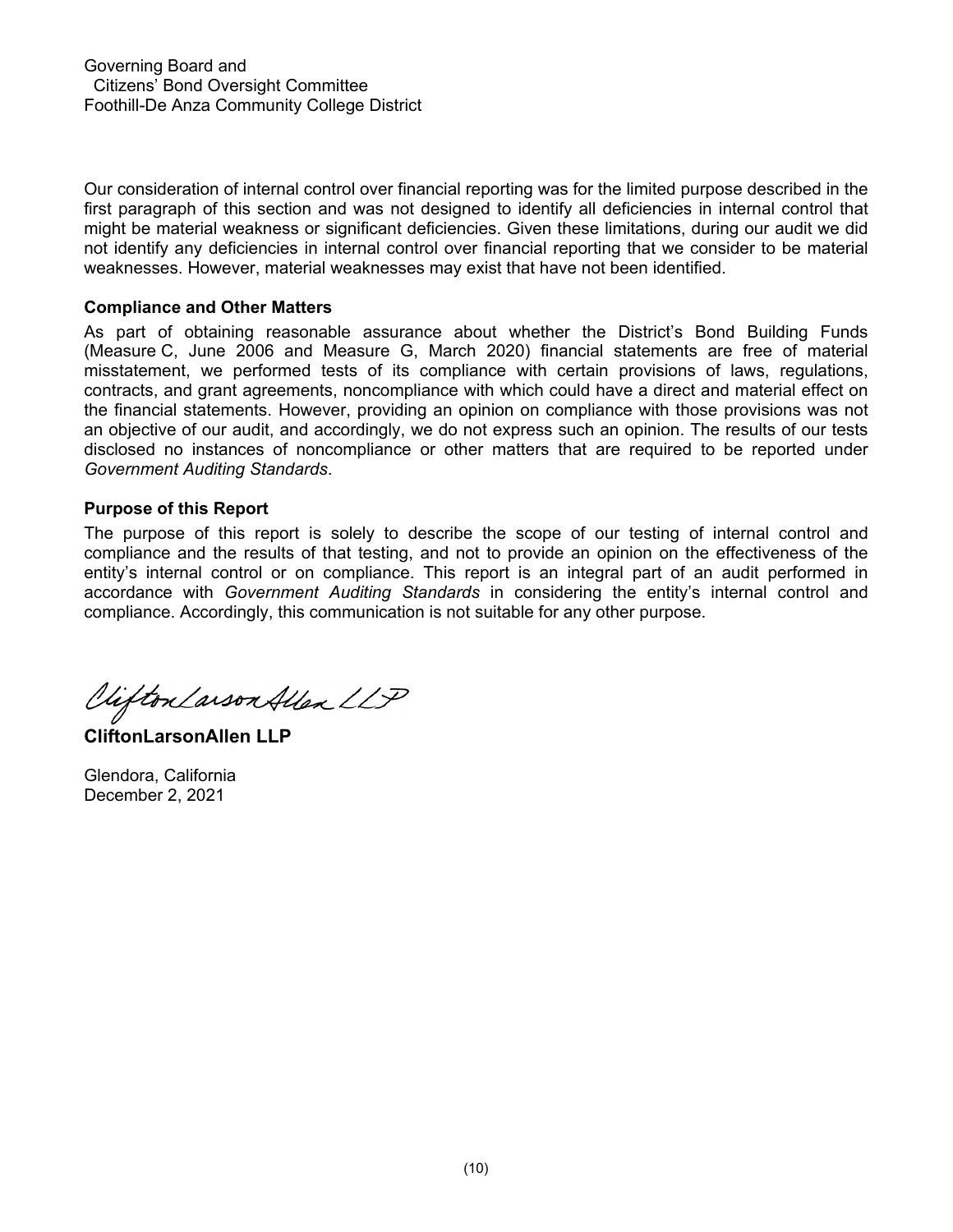Governing Board and
Citizens' Bond Oversight Committee
Foothill-De Anza Community College District

Our consideration of internal control over financial reporting was for the limited purpose described in the first paragraph of this section and was not designed to identify all deficiencies in internal control that might be material weakness or significant deficiencies. Given these limitations, during our audit we did not identify any deficiencies in internal control over financial reporting that we consider to be material weaknesses. However, material weaknesses may exist that have not been identified.

**Compliance and Other Matters**

As part of obtaining reasonable assurance about whether the District's Bond Building Funds (Measure C, June 2006 and Measure G, March 2020) financial statements are free of material misstatement, we performed tests of its compliance with certain provisions of laws, regulations, contracts, and grant agreements, noncompliance with which could have a direct and material effect on the financial statements. However, providing an opinion on compliance with those provisions was not an objective of our audit, and accordingly, we do not express such an opinion. The results of our tests disclosed no instances of noncompliance or other matters that are required to be reported under *Government Auditing Standards*.

**Purpose of this Report**

The purpose of this report is solely to describe the scope of our testing of internal control and compliance and the results of that testing, and not to provide an opinion on the effectiveness of the entity's internal control or on compliance. This report is an integral part of an audit performed in accordance with *Government Auditing Standards* in considering the entity's internal control and compliance. Accordingly, this communication is not suitable for any other purpose.

CliftonLarsonAllen LLP

**CliftonLarsonAllen LLP**

Glendora, California
December 2, 2021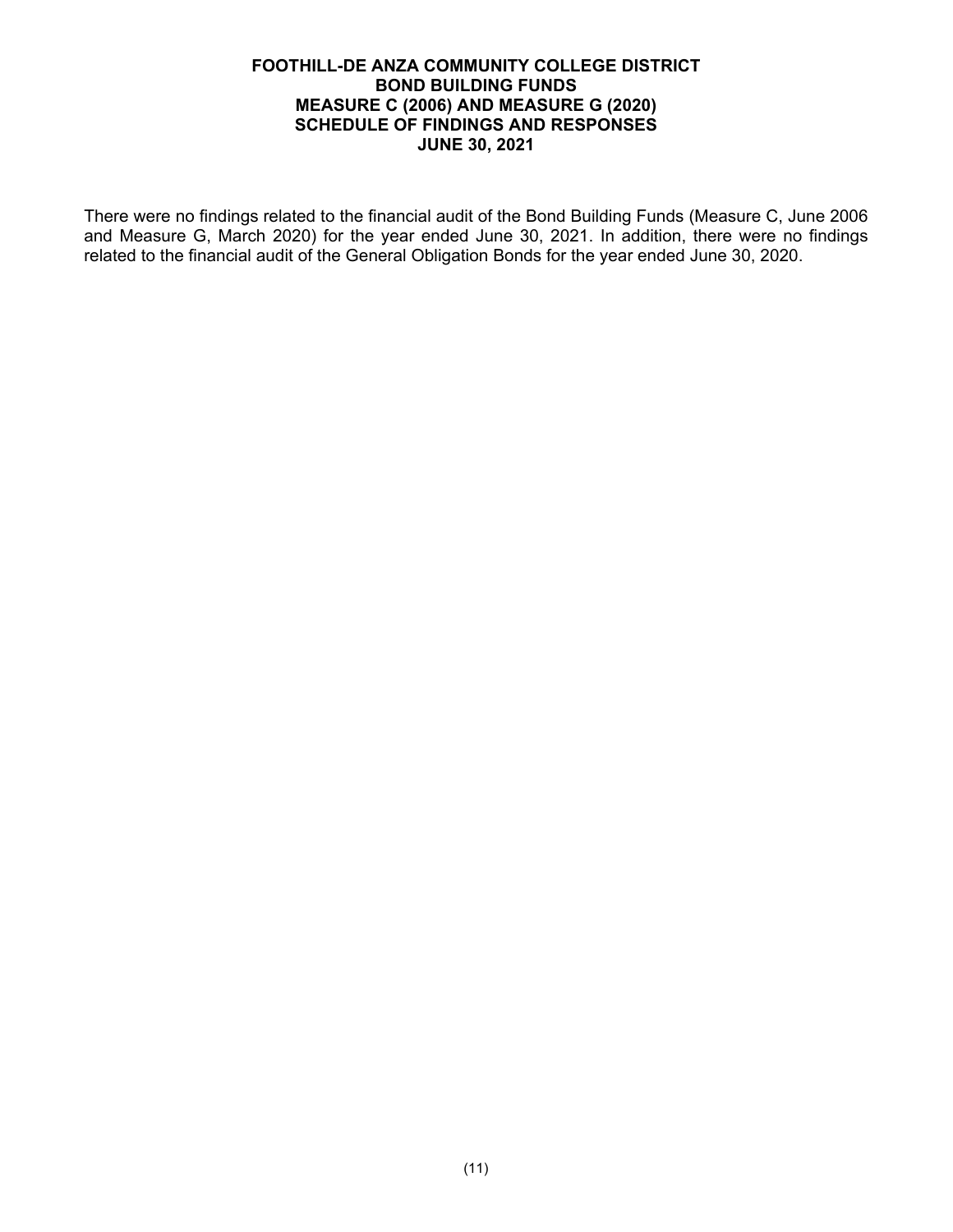**FOOTHILL-DE ANZA COMMUNITY COLLEGE DISTRICT**
**BOND BUILDING FUNDS**
**MEASURE C (2006) AND MEASURE G (2020)**
**SCHEDULE OF FINDINGS AND RESPONSES**
**JUNE 30, 2021**

There were no findings related to the financial audit of the Bond Building Funds (Measure C, June 2006 and Measure G, March 2020) for the year ended June 30, 2021. In addition, there were no findings related to the financial audit of the General Obligation Bonds for the year ended June 30, 2020.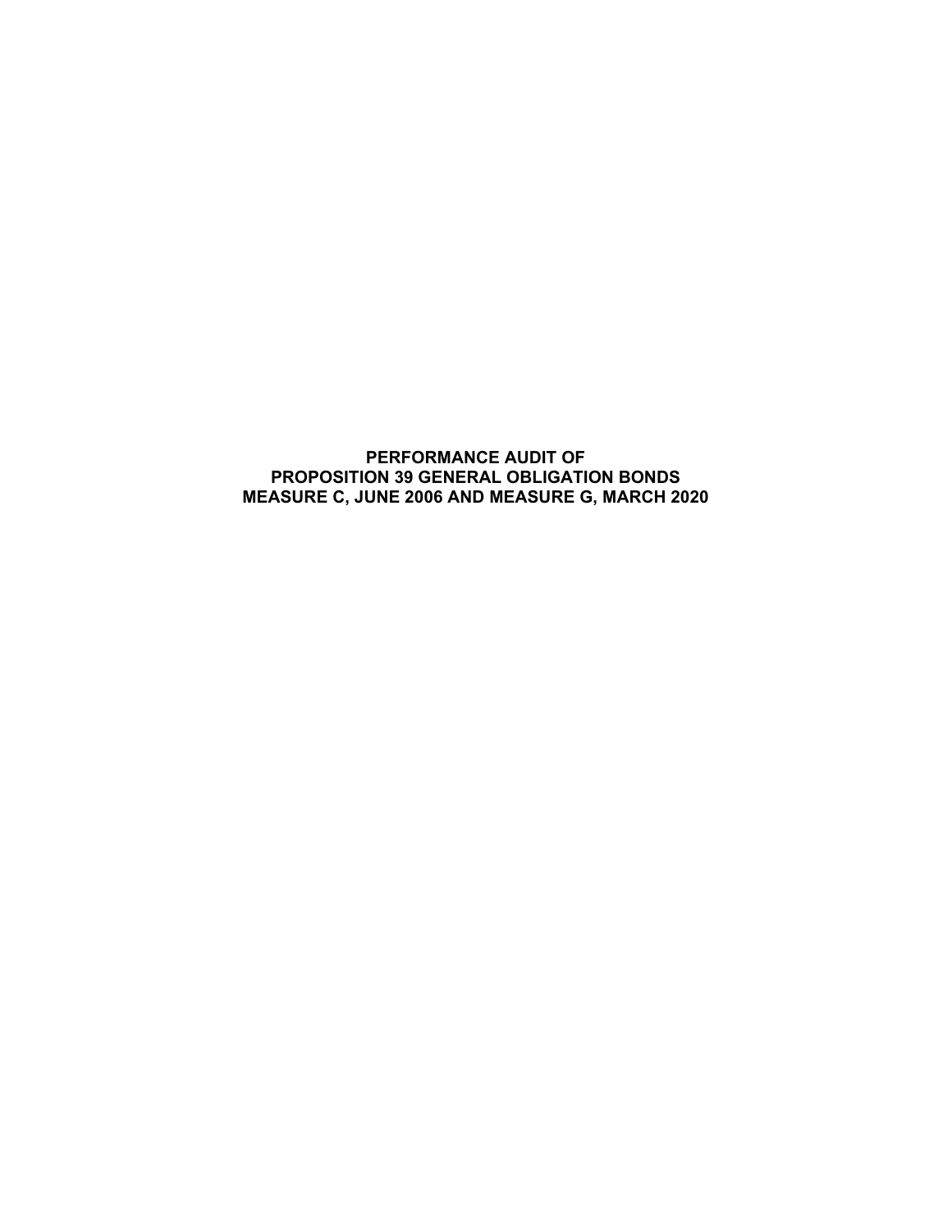# PERFORMANCE AUDIT OF PROPOSITION 39 GENERAL OBLIGATION BONDS MEASURE C, JUNE 2006 AND MEASURE G, MARCH 2020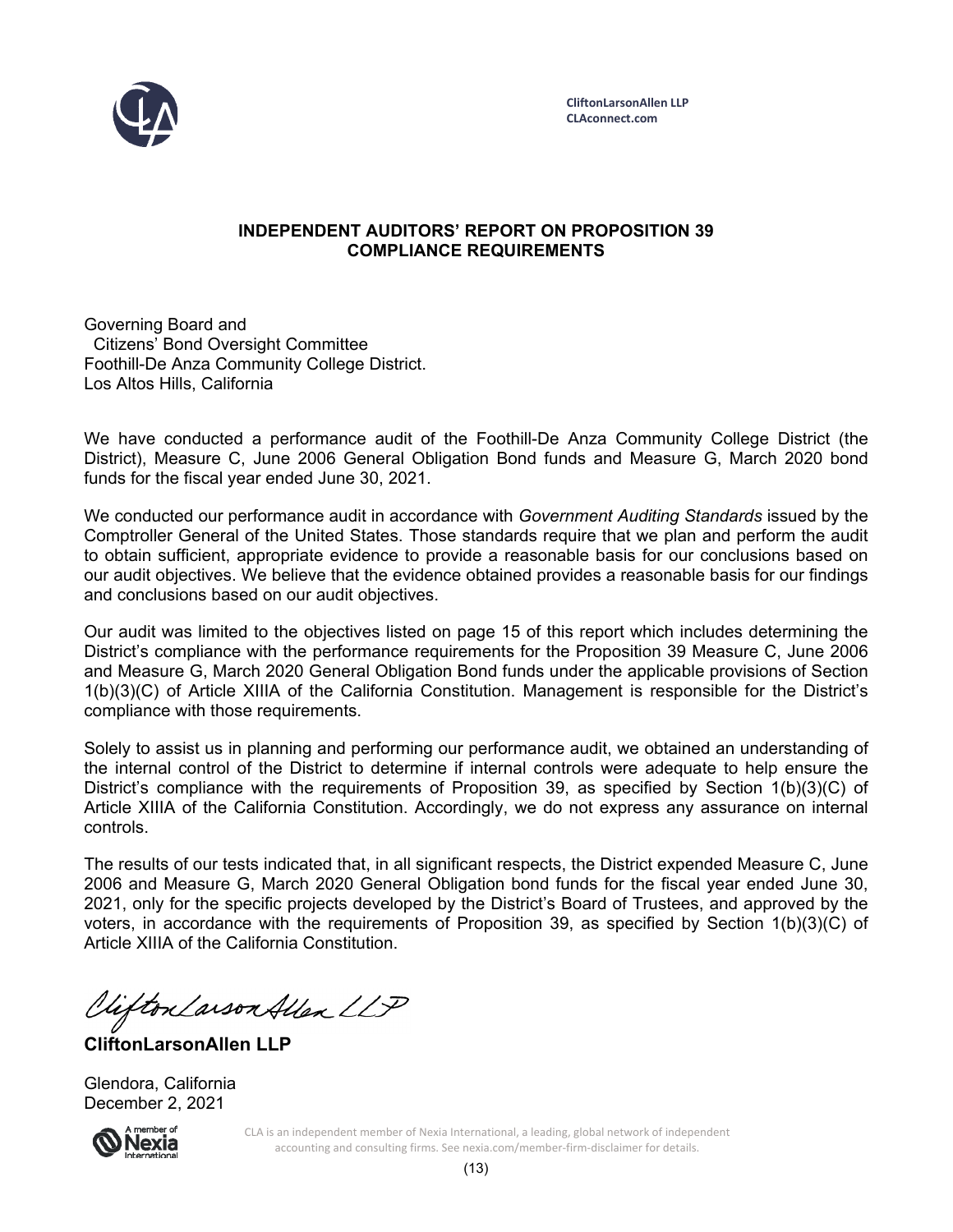CliftonLarsonAllen LLP
CLAconnect.com

## INDEPENDENT AUDITORS' REPORT ON PROPOSITION 39 COMPLIANCE REQUIREMENTS

Governing Board and
Citizens' Bond Oversight Committee
Foothill-De Anza Community College District.
Los Altos Hills, California

We have conducted a performance audit of the Foothill-De Anza Community College District (the District), Measure C, June 2006 General Obligation Bond funds and Measure G, March 2020 bond funds for the fiscal year ended June 30, 2021.

We conducted our performance audit in accordance with *Government Auditing Standards* issued by the Comptroller General of the United States. Those standards require that we plan and perform the audit to obtain sufficient, appropriate evidence to provide a reasonable basis for our conclusions based on our audit objectives. We believe that the evidence obtained provides a reasonable basis for our findings and conclusions based on our audit objectives.

Our audit was limited to the objectives listed on page 15 of this report which includes determining the District's compliance with the performance requirements for the Proposition 39 Measure C, June 2006 and Measure G, March 2020 General Obligation Bond funds under the applicable provisions of Section 1(b)(3)(C) of Article XIIIA of the California Constitution. Management is responsible for the District's compliance with those requirements.

Solely to assist us in planning and performing our performance audit, we obtained an understanding of the internal control of the District to determine if internal controls were adequate to help ensure the District's compliance with the requirements of Proposition 39, as specified by Section 1(b)(3)(C) of Article XIIIA of the California Constitution. Accordingly, we do not express any assurance on internal controls.

The results of our tests indicated that, in all significant respects, the District expended Measure C, June 2006 and Measure G, March 2020 General Obligation bond funds for the fiscal year ended June 30, 2021, only for the specific projects developed by the District's Board of Trustees, and approved by the voters, in accordance with the requirements of Proposition 39, as specified by Section 1(b)(3)(C) of Article XIIIA of the California Constitution.

*CliftonLarsonAllen LLP*

**CliftonLarsonAllen LLP**

Glendora, California
December 2, 2021

CLA is an independent member of Nexia International, a leading, global network of independent accounting and consulting firms. See nexia.com/member-firm-disclaimer for details.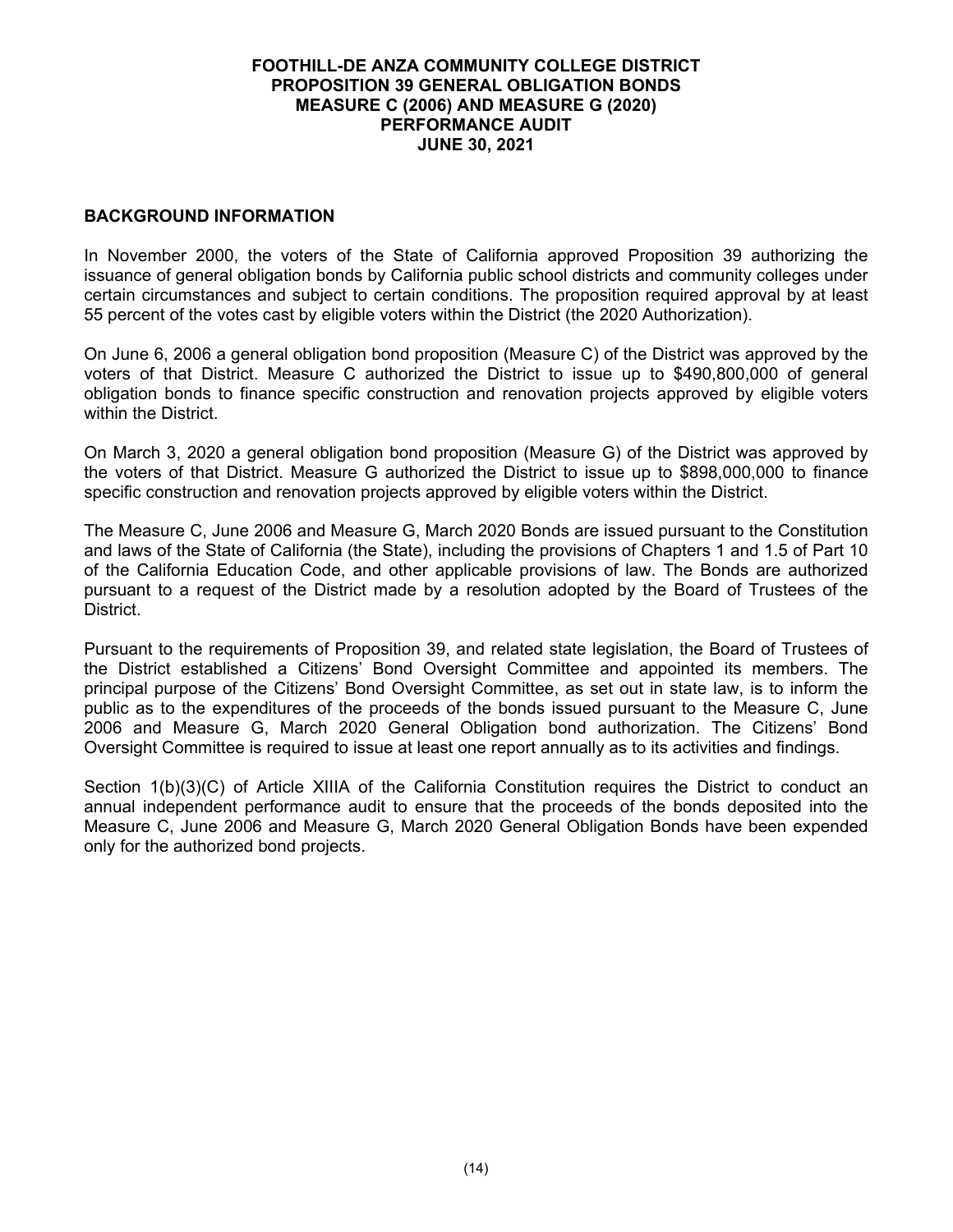**FOOTHILL-DE ANZA COMMUNITY COLLEGE DISTRICT**
**PROPOSITION 39 GENERAL OBLIGATION BONDS**
**MEASURE C (2006) AND MEASURE G (2020)**
**PERFORMANCE AUDIT**
**JUNE 30, 2021**

## BACKGROUND INFORMATION

In November 2000, the voters of the State of California approved Proposition 39 authorizing the issuance of general obligation bonds by California public school districts and community colleges under certain circumstances and subject to certain conditions. The proposition required approval by at least 55 percent of the votes cast by eligible voters within the District (the 2020 Authorization).

On June 6, 2006 a general obligation bond proposition (Measure C) of the District was approved by the voters of that District. Measure C authorized the District to issue up to $490,800,000 of general obligation bonds to finance specific construction and renovation projects approved by eligible voters within the District.

On March 3, 2020 a general obligation bond proposition (Measure G) of the District was approved by the voters of that District. Measure G authorized the District to issue up to $898,000,000 to finance specific construction and renovation projects approved by eligible voters within the District.

The Measure C, June 2006 and Measure G, March 2020 Bonds are issued pursuant to the Constitution and laws of the State of California (the State), including the provisions of Chapters 1 and 1.5 of Part 10 of the California Education Code, and other applicable provisions of law. The Bonds are authorized pursuant to a request of the District made by a resolution adopted by the Board of Trustees of the District.

Pursuant to the requirements of Proposition 39, and related state legislation, the Board of Trustees of the District established a Citizens' Bond Oversight Committee and appointed its members. The principal purpose of the Citizens' Bond Oversight Committee, as set out in state law, is to inform the public as to the expenditures of the proceeds of the bonds issued pursuant to the Measure C, June 2006 and Measure G, March 2020 General Obligation bond authorization. The Citizens' Bond Oversight Committee is required to issue at least one report annually as to its activities and findings.

Section 1(b)(3)(C) of Article XIIIA of the California Constitution requires the District to conduct an annual independent performance audit to ensure that the proceeds of the bonds deposited into the Measure C, June 2006 and Measure G, March 2020 General Obligation Bonds have been expended only for the authorized bond projects.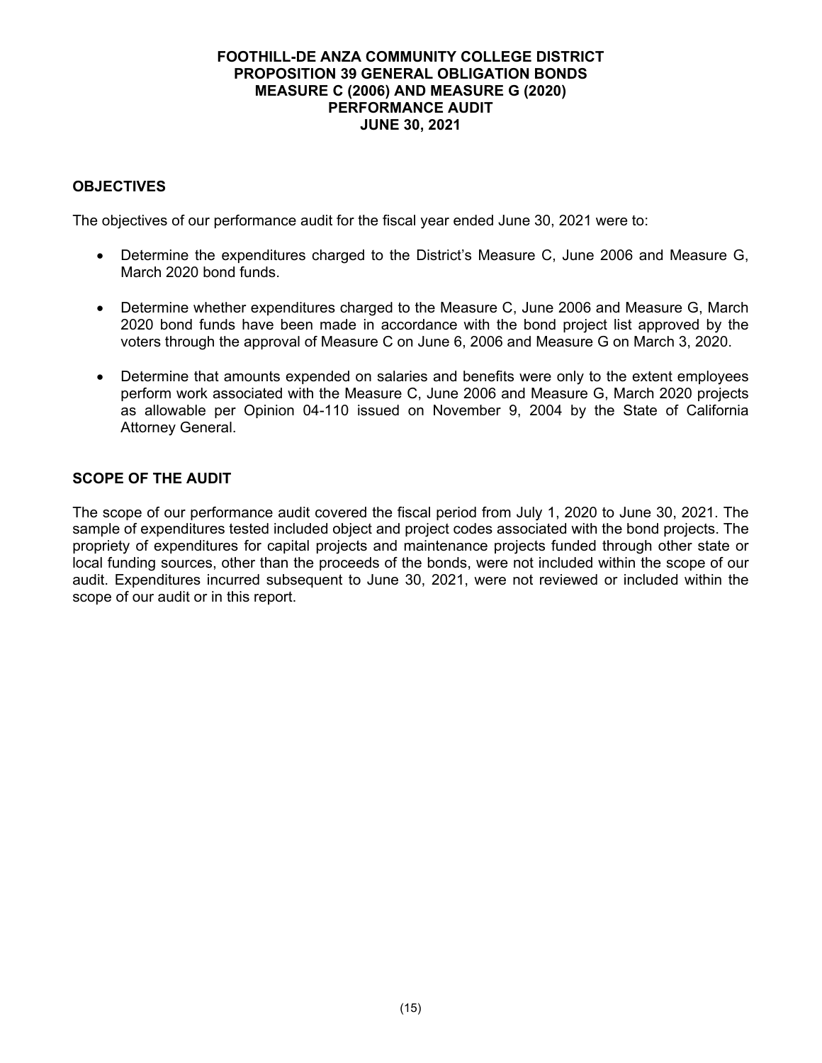**FOOTHILL-DE ANZA COMMUNITY COLLEGE DISTRICT**
**PROPOSITION 39 GENERAL OBLIGATION BONDS**
**MEASURE C (2006) AND MEASURE G (2020)**
**PERFORMANCE AUDIT**
**JUNE 30, 2021**

## OBJECTIVES

The objectives of our performance audit for the fiscal year ended June 30, 2021 were to:

- Determine the expenditures charged to the District's Measure C, June 2006 and Measure G, March 2020 bond funds.
- Determine whether expenditures charged to the Measure C, June 2006 and Measure G, March 2020 bond funds have been made in accordance with the bond project list approved by the voters through the approval of Measure C on June 6, 2006 and Measure G on March 3, 2020.
- Determine that amounts expended on salaries and benefits were only to the extent employees perform work associated with the Measure C, June 2006 and Measure G, March 2020 projects as allowable per Opinion 04-110 issued on November 9, 2004 by the State of California Attorney General.

## SCOPE OF THE AUDIT

The scope of our performance audit covered the fiscal period from July 1, 2020 to June 30, 2021. The sample of expenditures tested included object and project codes associated with the bond projects. The propriety of expenditures for capital projects and maintenance projects funded through other state or local funding sources, other than the proceeds of the bonds, were not included within the scope of our audit. Expenditures incurred subsequent to June 30, 2021, were not reviewed or included within the scope of our audit or in this report.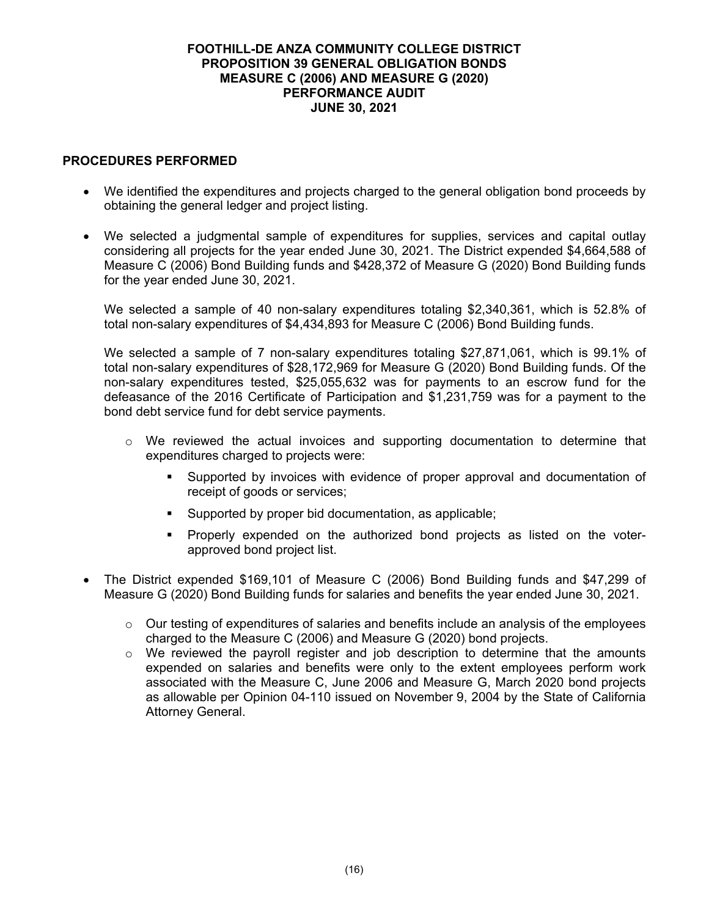# FOOTHILL-DE ANZA COMMUNITY COLLEGE DISTRICT
# PROPOSITION 39 GENERAL OBLIGATION BONDS
# MEASURE C (2006) AND MEASURE G (2020)
# PERFORMANCE AUDIT
# JUNE 30, 2021

## PROCEDURES PERFORMED

- We identified the expenditures and projects charged to the general obligation bond proceeds by obtaining the general ledger and project listing.

- We selected a judgmental sample of expenditures for supplies, services and capital outlay considering all projects for the year ended June 30, 2021. The District expended $4,664,588 of Measure C (2006) Bond Building funds and $428,372 of Measure G (2020) Bond Building funds for the year ended June 30, 2021.

  We selected a sample of 40 non-salary expenditures totaling $2,340,361, which is 52.8% of total non-salary expenditures of $4,434,893 for Measure C (2006) Bond Building funds.

  We selected a sample of 7 non-salary expenditures totaling $27,871,061, which is 99.1% of total non-salary expenditures of $28,172,969 for Measure G (2020) Bond Building funds. Of the non-salary expenditures tested, $25,055,632 was for payments to an escrow fund for the defeasance of the 2016 Certificate of Participation and $1,231,759 was for a payment to the bond debt service fund for debt service payments.

  - We reviewed the actual invoices and supporting documentation to determine that expenditures charged to projects were:
    - Supported by invoices with evidence of proper approval and documentation of receipt of goods or services;
    - Supported by proper bid documentation, as applicable;
    - Properly expended on the authorized bond projects as listed on the voter-approved bond project list.

- The District expended $169,101 of Measure C (2006) Bond Building funds and $47,299 of Measure G (2020) Bond Building funds for salaries and benefits the year ended June 30, 2021.
  - Our testing of expenditures of salaries and benefits include an analysis of the employees charged to the Measure C (2006) and Measure G (2020) bond projects.
  - We reviewed the payroll register and job description to determine that the amounts expended on salaries and benefits were only to the extent employees perform work associated with the Measure C, June 2006 and Measure G, March 2020 bond projects as allowable per Opinion 04-110 issued on November 9, 2004 by the State of California Attorney General.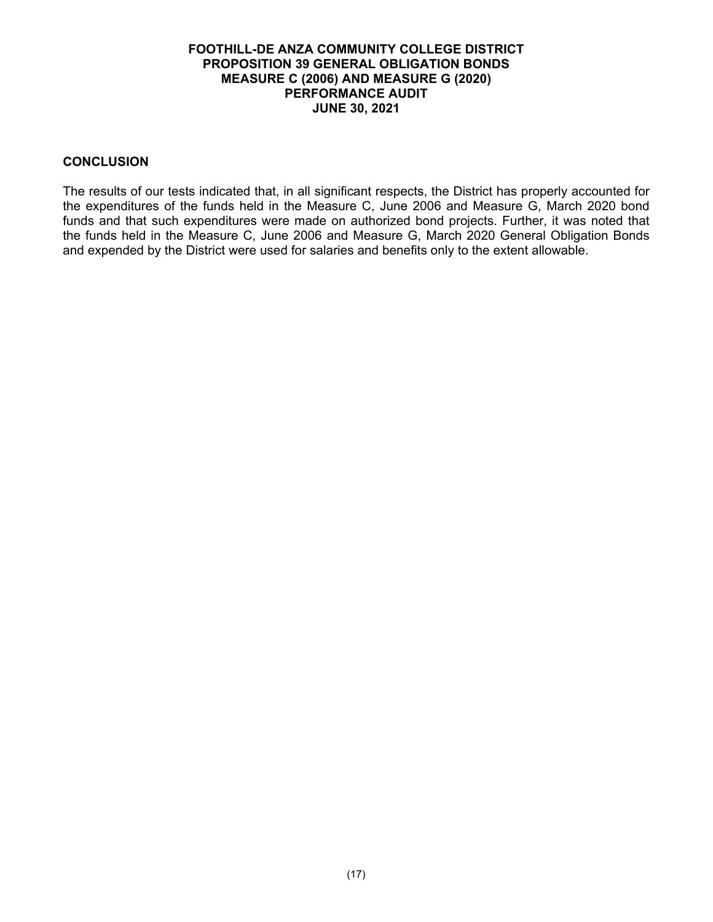**FOOTHILL-DE ANZA COMMUNITY COLLEGE DISTRICT**
**PROPOSITION 39 GENERAL OBLIGATION BONDS**
**MEASURE C (2006) AND MEASURE G (2020)**
**PERFORMANCE AUDIT**
**JUNE 30, 2021**

## CONCLUSION

The results of our tests indicated that, in all significant respects, the District has properly accounted for the expenditures of the funds held in the Measure C, June 2006 and Measure G, March 2020 bond funds and that such expenditures were made on authorized bond projects. Further, it was noted that the funds held in the Measure C, June 2006 and Measure G, March 2020 General Obligation Bonds and expended by the District were used for salaries and benefits only to the extent allowable.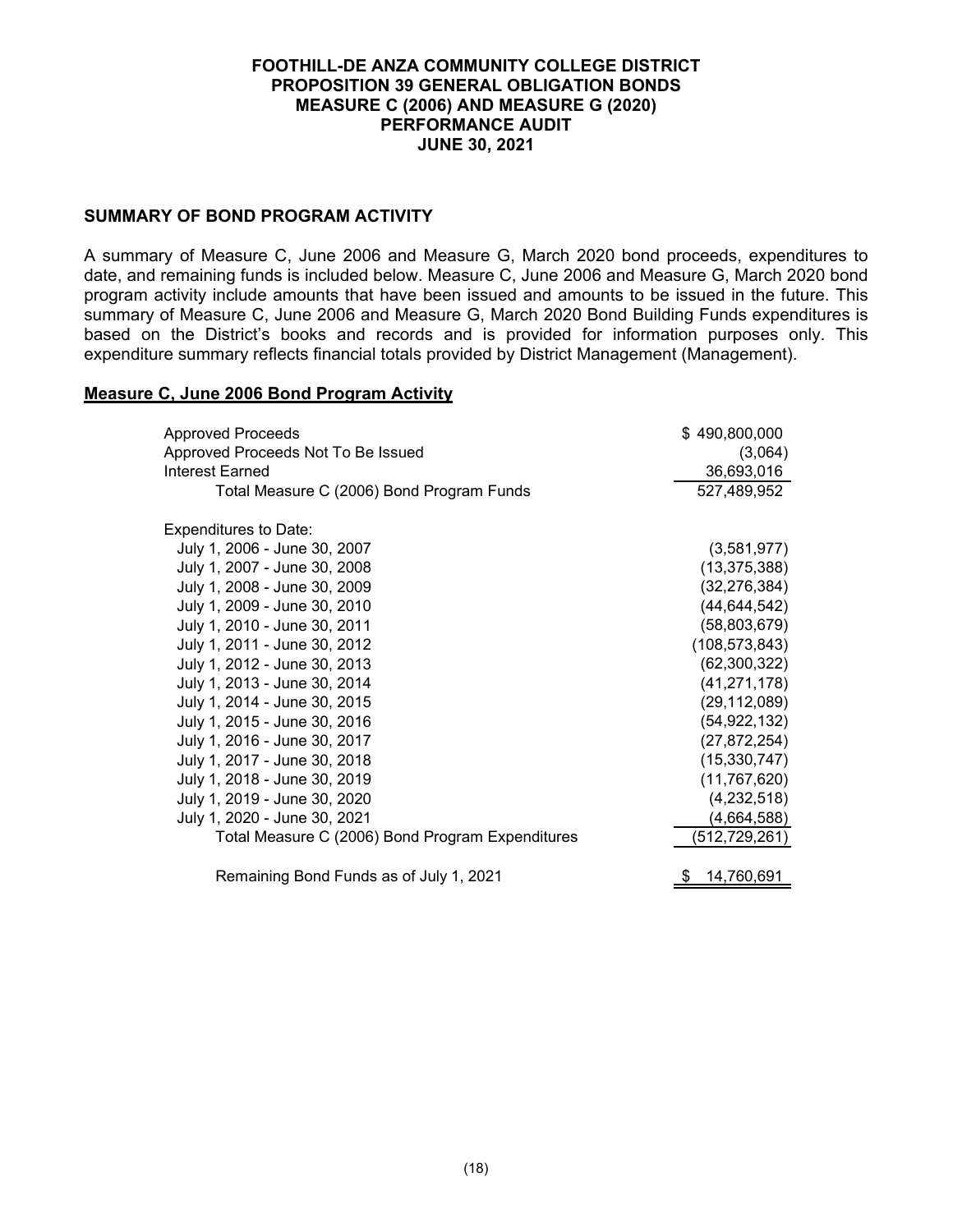**FOOTHILL-DE ANZA COMMUNITY COLLEGE DISTRICT**
**PROPOSITION 39 GENERAL OBLIGATION BONDS**
**MEASURE C (2006) AND MEASURE G (2020)**
**PERFORMANCE AUDIT**
**JUNE 30, 2021**

## SUMMARY OF BOND PROGRAM ACTIVITY

A summary of Measure C, June 2006 and Measure G, March 2020 bond proceeds, expenditures to date, and remaining funds is included below. Measure C, June 2006 and Measure G, March 2020 bond program activity include amounts that have been issued and amounts to be issued in the future. This summary of Measure C, June 2006 and Measure G, March 2020 Bond Building Funds expenditures is based on the District's books and records and is provided for information purposes only. This expenditure summary reflects financial totals provided by District Management (Management).

### Measure C, June 2006 Bond Program Activity

| | |
|---|---|
| Approved Proceeds | $ 490,800,000 |
| Approved Proceeds Not To Be Issued | (3,064) |
| Interest Earned | 36,693,016 |
| Total Measure C (2006) Bond Program Funds | 527,489,952 |
| | |
| Expenditures to Date: | |
| July 1, 2006 - June 30, 2007 | (3,581,977) |
| July 1, 2007 - June 30, 2008 | (13,375,388) |
| July 1, 2008 - June 30, 2009 | (32,276,384) |
| July 1, 2009 - June 30, 2010 | (44,644,542) |
| July 1, 2010 - June 30, 2011 | (58,803,679) |
| July 1, 2011 - June 30, 2012 | (108,573,843) |
| July 1, 2012 - June 30, 2013 | (62,300,322) |
| July 1, 2013 - June 30, 2014 | (41,271,178) |
| July 1, 2014 - June 30, 2015 | (29,112,089) |
| July 1, 2015 - June 30, 2016 | (54,922,132) |
| July 1, 2016 - June 30, 2017 | (27,872,254) |
| July 1, 2017 - June 30, 2018 | (15,330,747) |
| July 1, 2018 - June 30, 2019 | (11,767,620) |
| July 1, 2019 - June 30, 2020 | (4,232,518) |
| July 1, 2020 - June 30, 2021 | (4,664,588) |
| Total Measure C (2006) Bond Program Expenditures | (512,729,261) |
| | |
| Remaining Bond Funds as of July 1, 2021 | $ 14,760,691 |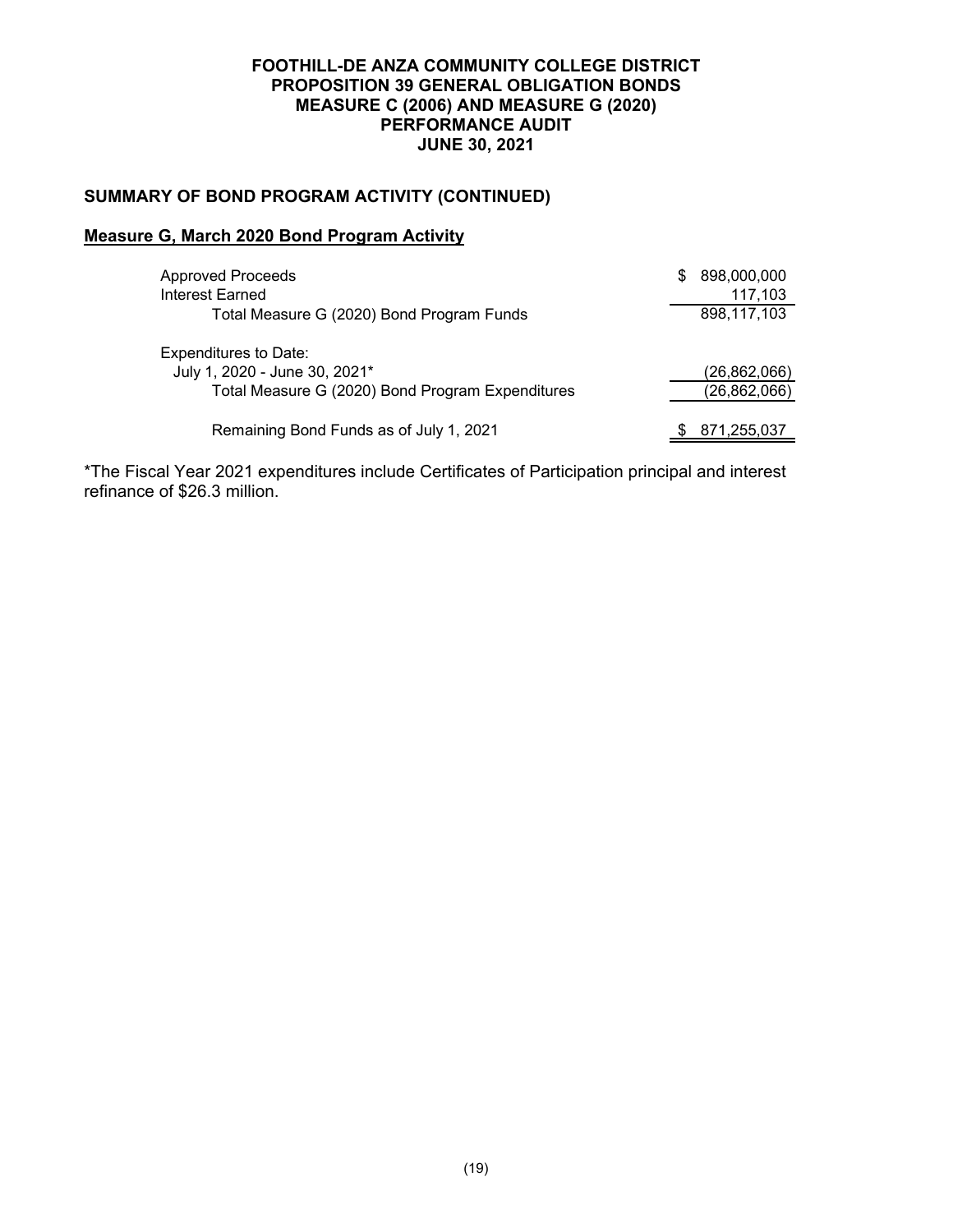**FOOTHILL-DE ANZA COMMUNITY COLLEGE DISTRICT**
**PROPOSITION 39 GENERAL OBLIGATION BONDS**
**MEASURE C (2006) AND MEASURE G (2020)**
**PERFORMANCE AUDIT**
**JUNE 30, 2021**

## SUMMARY OF BOND PROGRAM ACTIVITY (CONTINUED)

### Measure G, March 2020 Bond Program Activity

| | |
|---|---|
| Approved Proceeds | $ 898,000,000 |
| Interest Earned | 117,103 |
| Total Measure G (2020) Bond Program Funds | 898,117,103 |
| Expenditures to Date: | |
| July 1, 2020 - June 30, 2021* | (26,862,066) |
| Total Measure G (2020) Bond Program Expenditures | (26,862,066) |
| Remaining Bond Funds as of July 1, 2021 | $ 871,255,037 |

*The Fiscal Year 2021 expenditures include Certificates of Participation principal and interest refinance of $26.3 million.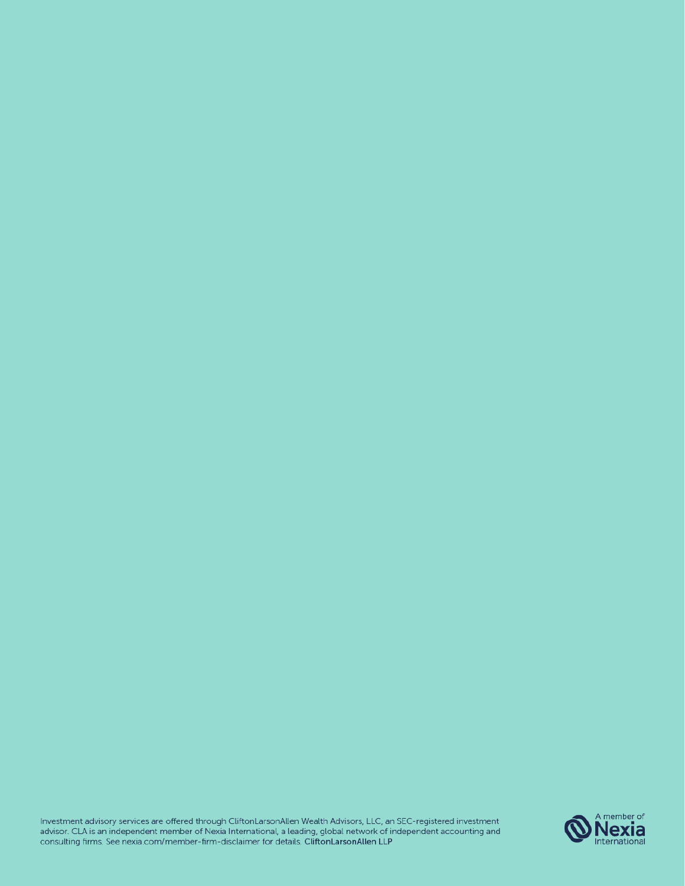Investment advisory services are offered through CliftonLarsonAllen Wealth Advisors, LLC, an SEC-registered investment advisor. CLA is an independent member of Nexia International, a leading, global network of independent accounting and consulting firms. See nexia.com/member-firm-disclaimer for details. CliftonLarsonAllen LLP

A member of Nexia International